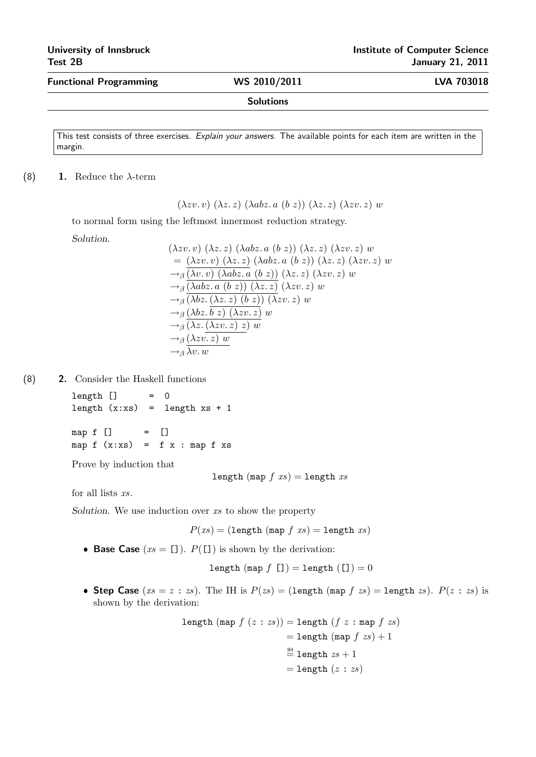University of Innsbruck
Test 2B

Institute of Computer Science
January 21, 2011

**Functional Programming** — **WS 2010/2011** — **LVA 703018**

**Solutions**

This test consists of three exercises. *Explain your answers.* The available points for each item are written in the margin.

(8) **1.** Reduce the $\lambda$-term

$$(\lambda zv.\, v)\ (\lambda z.\, z)\ (\lambda abz.\, a\ (b\ z))\ (\lambda z.\, z)\ (\lambda zv.\, z)\ w$$

to normal form using the leftmost innermost reduction strategy.

*Solution.*

$$
\begin{aligned}
&(\lambda zv.\, v)\ (\lambda z.\, z)\ (\lambda abz.\, a\ (b\ z))\ (\lambda z.\, z)\ (\lambda zv.\, z)\ w\\
&= \underline{(\lambda zv.\, v)\ (\lambda z.\, z)}\ (\lambda abz.\, a\ (b\ z))\ (\lambda z.\, z)\ (\lambda zv.\, z)\ w\\
&\to_\beta \underline{(\lambda v.\, v)\ (\lambda abz.\, a\ (b\ z))}\ (\lambda z.\, z)\ (\lambda zv.\, z)\ w\\
&\to_\beta \underline{(\lambda abz.\, a\ (b\ z))\ (\lambda z.\, z)}\ (\lambda zv.\, z)\ w\\
&\to_\beta (\lambda bz.\, \underline{(\lambda z.\, z)\ (b\ z)})\ (\lambda zv.\, z)\ w\\
&\to_\beta \underline{(\lambda bz.\, b\ z)\ (\lambda zv.\, z)}\ w\\
&\to_\beta \underline{(\lambda z.\, (\lambda zv.\, z)\ z)}\ w\\
&\to_\beta \underline{(\lambda zv.\, z)\ w}\\
&\to_\beta \lambda v.\, w
\end{aligned}
$$

(8) **2.** Consider the Haskell functions

```
length []      =  0
length (x:xs)  =  length xs + 1

map f []      =  []
map f (x:xs)  =  f x : map f xs
```

Prove by induction that

$$\texttt{length}\ (\texttt{map}\ f\ xs) = \texttt{length}\ xs$$

for all lists $xs$.

*Solution.* We use induction over $xs$ to show the property

$$P(xs) = (\texttt{length}\ (\texttt{map}\ f\ xs) = \texttt{length}\ xs)$$

- **Base Case** ($xs = \texttt{[]}$). $P(\texttt{[]})$ is shown by the derivation:

$$\texttt{length}\ (\texttt{map}\ f\ \texttt{[]}) = \texttt{length}\ (\texttt{[]}) = 0$$

- **Step Case** ($xs = z : zs$). The IH is $P(zs) = (\texttt{length}\ (\texttt{map}\ f\ zs) = \texttt{length}\ zs)$. $P(z : zs)$ is shown by the derivation:

$$
\begin{aligned}
\texttt{length}\ (\texttt{map}\ f\ (z : zs)) &= \texttt{length}\ (f\ z : \texttt{map}\ f\ zs)\\
&= \texttt{length}\ (\texttt{map}\ f\ zs) + 1\\
&\overset{\text{IH}}{=} \texttt{length}\ zs + 1\\
&= \texttt{length}\ (z : zs)
\end{aligned}
$$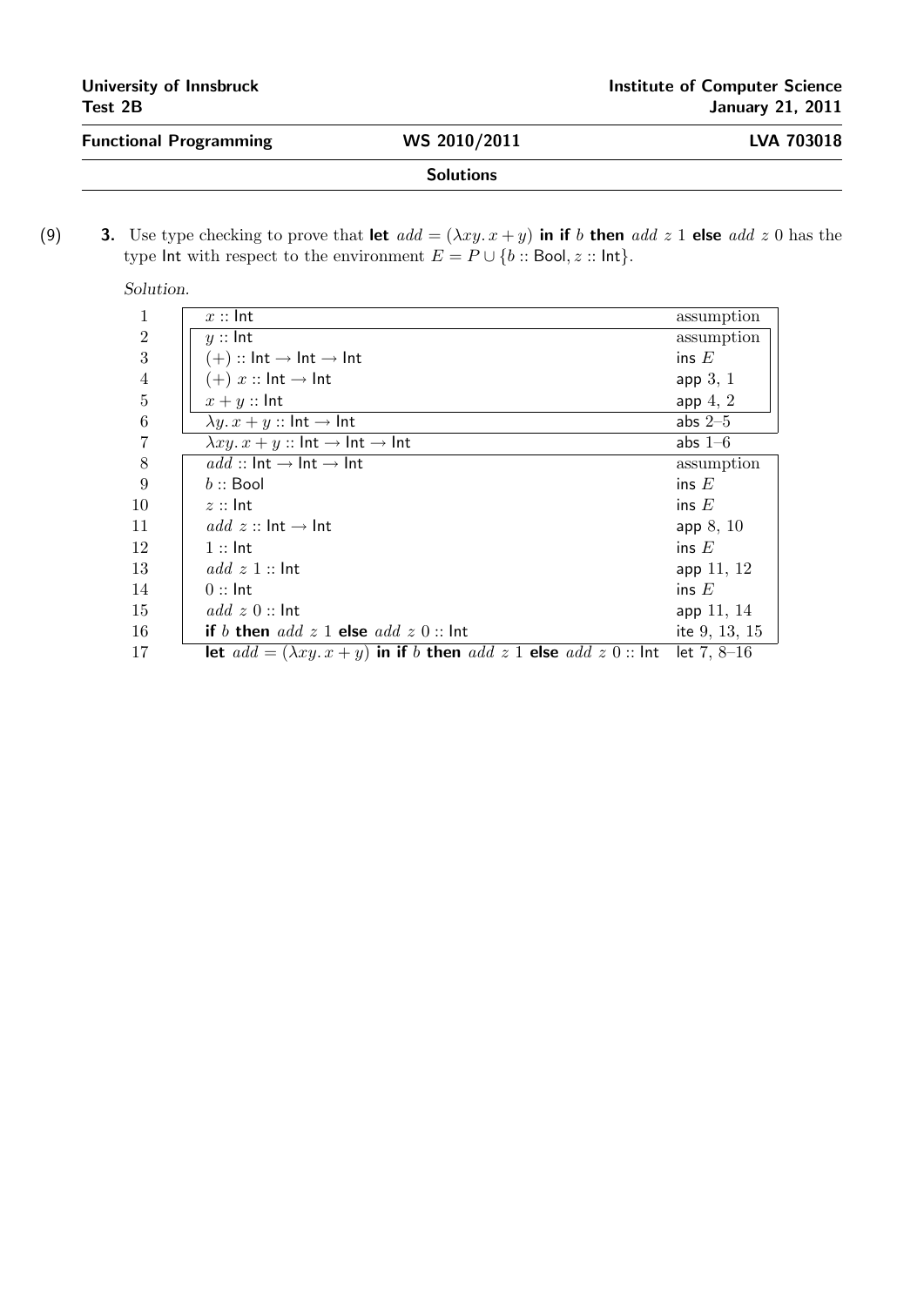**Solutions**

(9) **3.** Use type checking to prove that **let** $add = (\lambda xy.\, x + y)$ **in if** $b$ **then** $add\ z\ 1$ **else** $add\ z\ 0$ has the type Int with respect to the environment $E = P \cup \{b :: \mathsf{Bool}, z :: \mathsf{Int}\}$.

*Solution.*

| | | |
|---|---|---|
| 1 | $x :: \mathsf{Int}$ | assumption |
| 2 | $y :: \mathsf{Int}$ | assumption |
| 3 | $(+) :: \mathsf{Int} \to \mathsf{Int} \to \mathsf{Int}$ | ins $E$ |
| 4 | $(+)\ x :: \mathsf{Int} \to \mathsf{Int}$ | app 3, 1 |
| 5 | $x + y :: \mathsf{Int}$ | app 4, 2 |
| 6 | $\lambda y.\, x + y :: \mathsf{Int} \to \mathsf{Int}$ | abs 2–5 |
| 7 | $\lambda xy.\, x + y :: \mathsf{Int} \to \mathsf{Int} \to \mathsf{Int}$ | abs 1–6 |
| 8 | $add :: \mathsf{Int} \to \mathsf{Int} \to \mathsf{Int}$ | assumption |
| 9 | $b :: \mathsf{Bool}$ | ins $E$ |
| 10 | $z :: \mathsf{Int}$ | ins $E$ |
| 11 | $add\ z :: \mathsf{Int} \to \mathsf{Int}$ | app 8, 10 |
| 12 | $1 :: \mathsf{Int}$ | ins $E$ |
| 13 | $add\ z\ 1 :: \mathsf{Int}$ | app 11, 12 |
| 14 | $0 :: \mathsf{Int}$ | ins $E$ |
| 15 | $add\ z\ 0 :: \mathsf{Int}$ | app 11, 14 |
| 16 | **if** $b$ **then** $add\ z\ 1$ **else** $add\ z\ 0 :: \mathsf{Int}$ | ite 9, 13, 15 |
| 17 | **let** $add = (\lambda xy.\, x + y)$ **in if** $b$ **then** $add\ z\ 1$ **else** $add\ z\ 0 :: \mathsf{Int}$ | let 7, 8–16 |